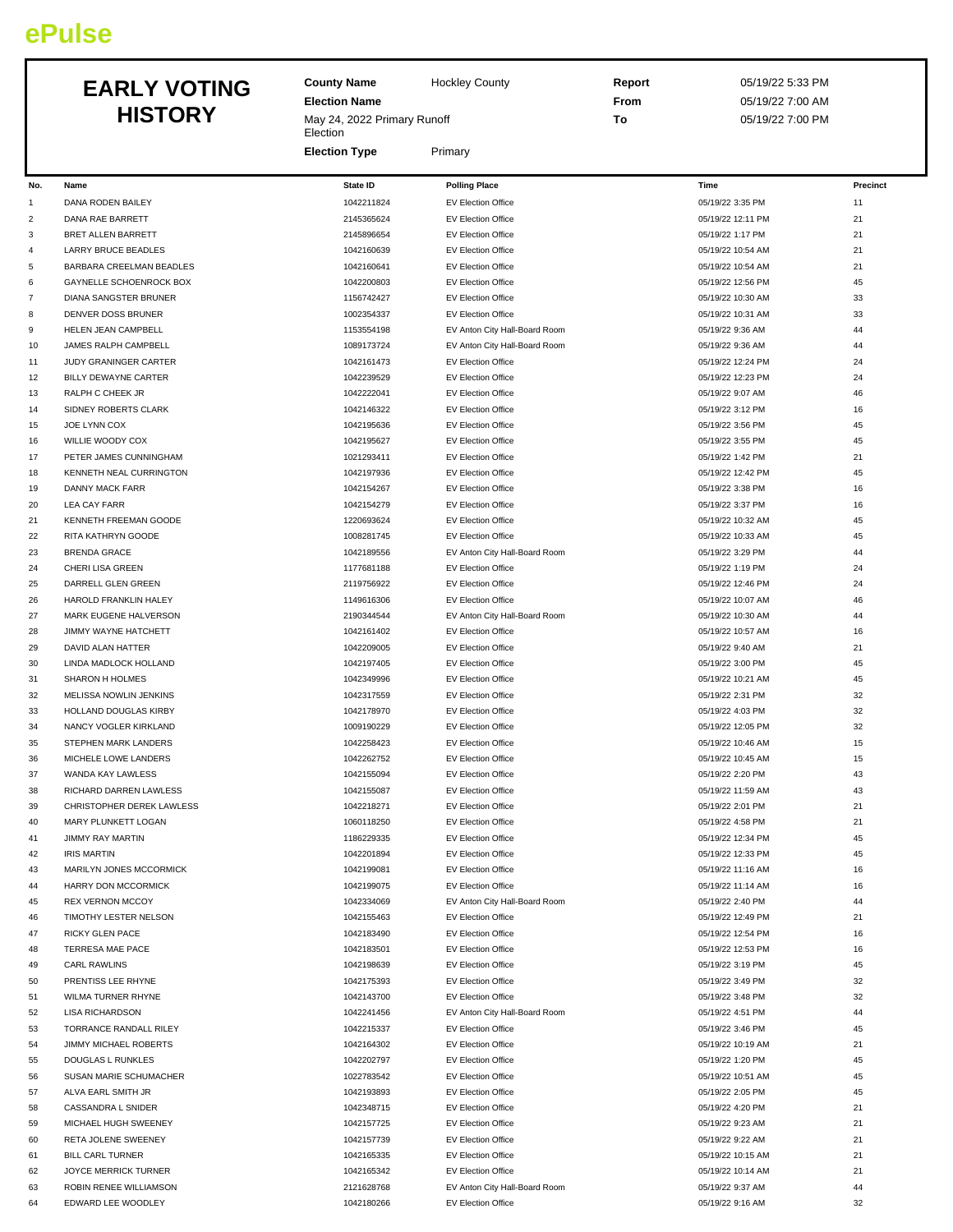ePulse

# EARLY VOTING HISTORY

**County Name** Hockley County
**Election Name** May 24, 2022 Primary Runoff Election
**Election Type** Primary

**Report** 05/19/22 5:33 PM
**From** 05/19/22 7:00 AM
**To** 05/19/22 7:00 PM

| No. | Name | State ID | Polling Place | Time | Precinct |
|---|---|---|---|---|---|
| 1 | DANA RODEN BAILEY | 1042211824 | EV Election Office | 05/19/22 3:35 PM | 11 |
| 2 | DANA RAE BARRETT | 2145365624 | EV Election Office | 05/19/22 12:11 PM | 21 |
| 3 | BRET ALLEN BARRETT | 2145896654 | EV Election Office | 05/19/22 1:17 PM | 21 |
| 4 | LARRY BRUCE BEADLES | 1042160639 | EV Election Office | 05/19/22 10:54 AM | 21 |
| 5 | BARBARA CREELMAN BEADLES | 1042160641 | EV Election Office | 05/19/22 10:54 AM | 21 |
| 6 | GAYNELLE SCHOENROCK BOX | 1042200803 | EV Election Office | 05/19/22 12:56 PM | 45 |
| 7 | DIANA SANGSTER BRUNER | 1156742427 | EV Election Office | 05/19/22 10:30 AM | 33 |
| 8 | DENVER DOSS BRUNER | 1002354337 | EV Election Office | 05/19/22 10:31 AM | 33 |
| 9 | HELEN JEAN CAMPBELL | 1153554198 | EV Anton City Hall-Board Room | 05/19/22 9:36 AM | 44 |
| 10 | JAMES RALPH CAMPBELL | 1089173724 | EV Anton City Hall-Board Room | 05/19/22 9:36 AM | 44 |
| 11 | JUDY GRANINGER CARTER | 1042161473 | EV Election Office | 05/19/22 12:24 PM | 24 |
| 12 | BILLY DEWAYNE CARTER | 1042239529 | EV Election Office | 05/19/22 12:23 PM | 24 |
| 13 | RALPH C CHEEK JR | 1042222041 | EV Election Office | 05/19/22 9:07 AM | 46 |
| 14 | SIDNEY ROBERTS CLARK | 1042146322 | EV Election Office | 05/19/22 3:12 PM | 16 |
| 15 | JOE LYNN COX | 1042195636 | EV Election Office | 05/19/22 3:56 PM | 45 |
| 16 | WILLIE WOODY COX | 1042195627 | EV Election Office | 05/19/22 3:55 PM | 45 |
| 17 | PETER JAMES CUNNINGHAM | 1021293411 | EV Election Office | 05/19/22 1:42 PM | 21 |
| 18 | KENNETH NEAL CURRINGTON | 1042197936 | EV Election Office | 05/19/22 12:42 PM | 45 |
| 19 | DANNY MACK FARR | 1042154267 | EV Election Office | 05/19/22 3:38 PM | 16 |
| 20 | LEA CAY FARR | 1042154279 | EV Election Office | 05/19/22 3:37 PM | 16 |
| 21 | KENNETH FREEMAN GOODE | 1220693624 | EV Election Office | 05/19/22 10:32 AM | 45 |
| 22 | RITA KATHRYN GOODE | 1008281745 | EV Election Office | 05/19/22 10:33 AM | 45 |
| 23 | BRENDA GRACE | 1042189556 | EV Anton City Hall-Board Room | 05/19/22 3:29 PM | 44 |
| 24 | CHERI LISA GREEN | 1177681188 | EV Election Office | 05/19/22 1:19 PM | 24 |
| 25 | DARRELL GLEN GREEN | 2119756922 | EV Election Office | 05/19/22 12:46 PM | 24 |
| 26 | HAROLD FRANKLIN HALEY | 1149616306 | EV Election Office | 05/19/22 10:07 AM | 46 |
| 27 | MARK EUGENE HALVERSON | 2190344544 | EV Anton City Hall-Board Room | 05/19/22 10:30 AM | 44 |
| 28 | JIMMY WAYNE HATCHETT | 1042161402 | EV Election Office | 05/19/22 10:57 AM | 16 |
| 29 | DAVID ALAN HATTER | 1042209005 | EV Election Office | 05/19/22 9:40 AM | 21 |
| 30 | LINDA MADLOCK HOLLAND | 1042197405 | EV Election Office | 05/19/22 3:00 PM | 45 |
| 31 | SHARON H HOLMES | 1042349996 | EV Election Office | 05/19/22 10:21 AM | 45 |
| 32 | MELISSA NOWLIN JENKINS | 1042317559 | EV Election Office | 05/19/22 2:31 PM | 32 |
| 33 | HOLLAND DOUGLAS KIRBY | 1042178970 | EV Election Office | 05/19/22 4:03 PM | 32 |
| 34 | NANCY VOGLER KIRKLAND | 1009190229 | EV Election Office | 05/19/22 12:05 PM | 32 |
| 35 | STEPHEN MARK LANDERS | 1042258423 | EV Election Office | 05/19/22 10:46 AM | 15 |
| 36 | MICHELE LOWE LANDERS | 1042262752 | EV Election Office | 05/19/22 10:45 AM | 15 |
| 37 | WANDA KAY LAWLESS | 1042155094 | EV Election Office | 05/19/22 2:20 PM | 43 |
| 38 | RICHARD DARREN LAWLESS | 1042155087 | EV Election Office | 05/19/22 11:59 AM | 43 |
| 39 | CHRISTOPHER DEREK LAWLESS | 1042218271 | EV Election Office | 05/19/22 2:01 PM | 21 |
| 40 | MARY PLUNKETT LOGAN | 1060118250 | EV Election Office | 05/19/22 4:58 PM | 21 |
| 41 | JIMMY RAY MARTIN | 1186229335 | EV Election Office | 05/19/22 12:34 PM | 45 |
| 42 | IRIS MARTIN | 1042201894 | EV Election Office | 05/19/22 12:33 PM | 45 |
| 43 | MARILYN JONES MCCORMICK | 1042199081 | EV Election Office | 05/19/22 11:16 AM | 16 |
| 44 | HARRY DON MCCORMICK | 1042199075 | EV Election Office | 05/19/22 11:14 AM | 16 |
| 45 | REX VERNON MCCOY | 1042334069 | EV Anton City Hall-Board Room | 05/19/22 2:40 PM | 44 |
| 46 | TIMOTHY LESTER NELSON | 1042155463 | EV Election Office | 05/19/22 12:49 PM | 21 |
| 47 | RICKY GLEN PACE | 1042183490 | EV Election Office | 05/19/22 12:54 PM | 16 |
| 48 | TERRESA MAE PACE | 1042183501 | EV Election Office | 05/19/22 12:53 PM | 16 |
| 49 | CARL RAWLINS | 1042198639 | EV Election Office | 05/19/22 3:19 PM | 45 |
| 50 | PRENTISS LEE RHYNE | 1042175393 | EV Election Office | 05/19/22 3:49 PM | 32 |
| 51 | WILMA TURNER RHYNE | 1042143700 | EV Election Office | 05/19/22 3:48 PM | 32 |
| 52 | LISA RICHARDSON | 1042241456 | EV Anton City Hall-Board Room | 05/19/22 4:51 PM | 44 |
| 53 | TORRANCE RANDALL RILEY | 1042215337 | EV Election Office | 05/19/22 3:46 PM | 45 |
| 54 | JIMMY MICHAEL ROBERTS | 1042164302 | EV Election Office | 05/19/22 10:19 AM | 21 |
| 55 | DOUGLAS L RUNKLES | 1042202797 | EV Election Office | 05/19/22 1:20 PM | 45 |
| 56 | SUSAN MARIE SCHUMACHER | 1022783542 | EV Election Office | 05/19/22 10:51 AM | 45 |
| 57 | ALVA EARL SMITH JR | 1042193893 | EV Election Office | 05/19/22 2:05 PM | 45 |
| 58 | CASSANDRA L SNIDER | 1042348715 | EV Election Office | 05/19/22 4:20 PM | 21 |
| 59 | MICHAEL HUGH SWEENEY | 1042157725 | EV Election Office | 05/19/22 9:23 AM | 21 |
| 60 | RETA JOLENE SWEENEY | 1042157739 | EV Election Office | 05/19/22 9:22 AM | 21 |
| 61 | BILL CARL TURNER | 1042165335 | EV Election Office | 05/19/22 10:15 AM | 21 |
| 62 | JOYCE MERRICK TURNER | 1042165342 | EV Election Office | 05/19/22 10:14 AM | 21 |
| 63 | ROBIN RENEE WILLIAMSON | 2121628768 | EV Anton City Hall-Board Room | 05/19/22 9:37 AM | 44 |
| 64 | EDWARD LEE WOODLEY | 1042180266 | EV Election Office | 05/19/22 9:16 AM | 32 |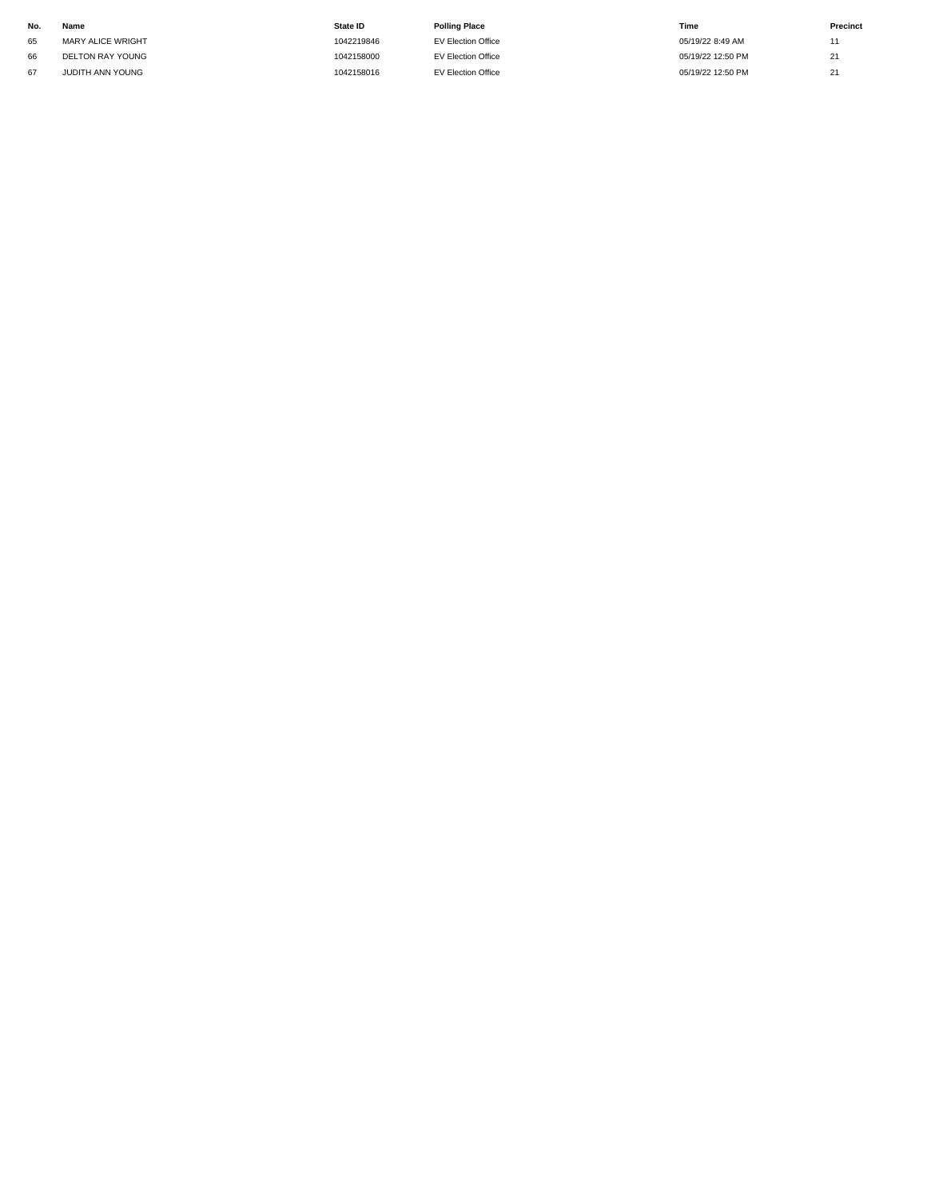| No. | Name | State ID | Polling Place | Time | Precinct |
|---|---|---|---|---|---|
| 65 | MARY ALICE WRIGHT | 1042219846 | EV Election Office | 05/19/22 8:49 AM | 11 |
| 66 | DELTON RAY YOUNG | 1042158000 | EV Election Office | 05/19/22 12:50 PM | 21 |
| 67 | JUDITH ANN YOUNG | 1042158016 | EV Election Office | 05/19/22 12:50 PM | 21 |